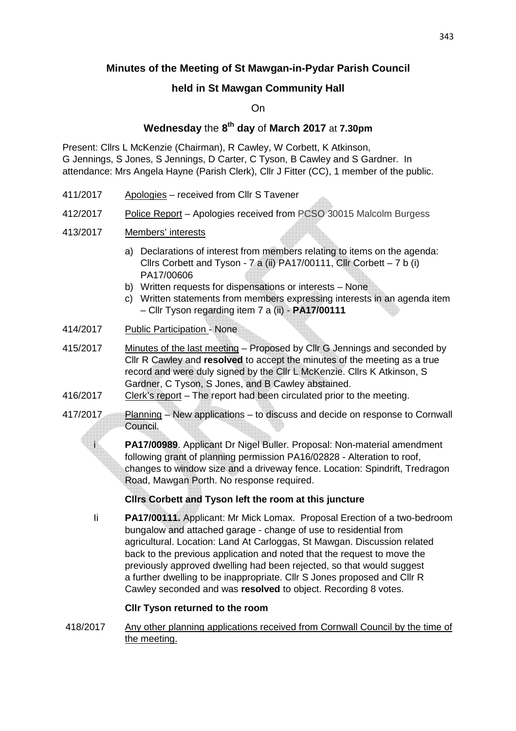**Minutes of the Meeting of St Mawgan-in-Pydar Parish Council**

**held in St Mawgan Community Hall**

On

**Wednesday** the **8th day** of **March 2017** at **7.30pm**

Present: Cllrs L McKenzie (Chairman), R Cawley, W Corbett, K Atkinson, G Jennings, S Jones, S Jennings, D Carter, C Tyson, B Cawley and S Gardner. In attendance: Mrs Angela Hayne (Parish Clerk), Cllr J Fitter (CC), 1 member of the public.

411/2017 Apologies – received from Cllr S Tavener

412/2017 Police Report – Apologies received from PCSO 30015 Malcolm Burgess

413/2017 Members' interests

a) Declarations of interest from members relating to items on the agenda: Cllrs Corbett and Tyson - 7 a (ii) PA17/00111, Cllr Corbett – 7 b (i) PA17/00606
b) Written requests for dispensations or interests – None
c) Written statements from members expressing interests in an agenda item – Cllr Tyson regarding item 7 a (ii) - **PA17/00111**

414/2017 Public Participation - None

415/2017 Minutes of the last meeting – Proposed by Cllr G Jennings and seconded by Cllr R Cawley and **resolved** to accept the minutes of the meeting as a true record and were duly signed by the Cllr L McKenzie. Cllrs K Atkinson, S Gardner, C Tyson, S Jones, and B Cawley abstained.

416/2017 Clerk's report – The report had been circulated prior to the meeting.

417/2017 Planning – New applications – to discuss and decide on response to Cornwall Council.

i **PA17/00989**. Applicant Dr Nigel Buller. Proposal: Non-material amendment following grant of planning permission PA16/02828 - Alteration to roof, changes to window size and a driveway fence. Location: Spindrift, Tredragon Road, Mawgan Porth. No response required.

**Cllrs Corbett and Tyson left the room at this juncture**

Ii **PA17/00111.** Applicant: Mr Mick Lomax. Proposal Erection of a two-bedroom bungalow and attached garage - change of use to residential from agricultural. Location: Land At Carloggas, St Mawgan. Discussion related back to the previous application and noted that the request to move the previously approved dwelling had been rejected, so that would suggest a further dwelling to be inappropriate. Cllr S Jones proposed and Cllr R Cawley seconded and was **resolved** to object. Recording 8 votes.

**Cllr Tyson returned to the room**

418/2017 Any other planning applications received from Cornwall Council by the time of the meeting.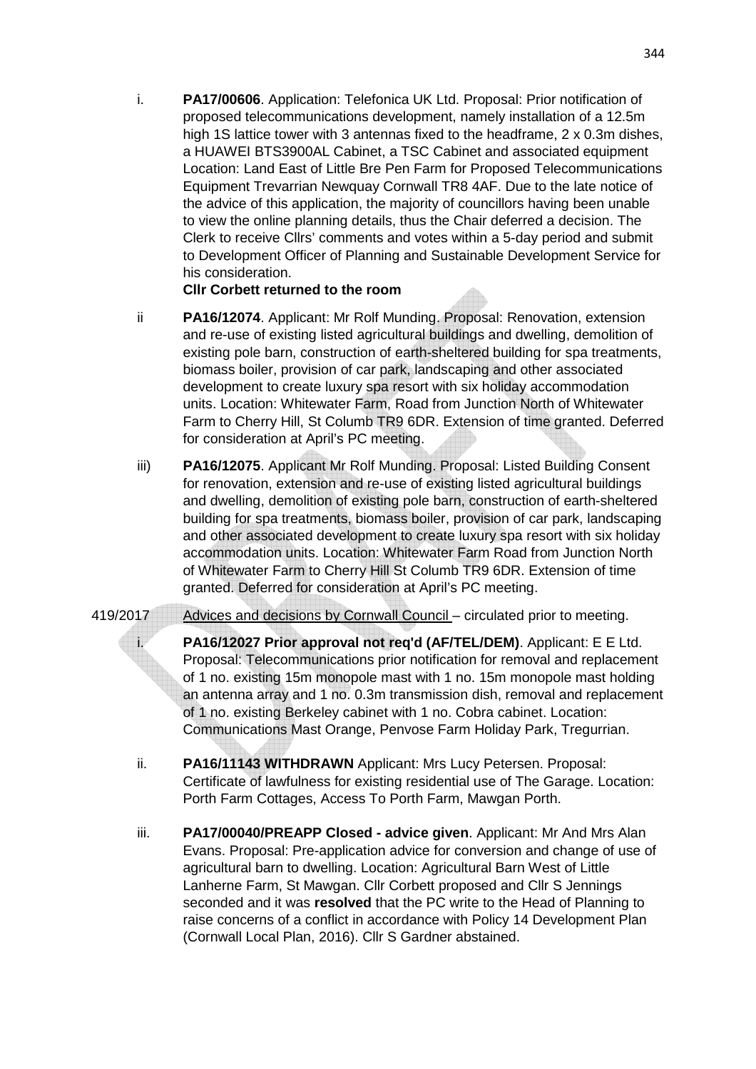i. **PA17/00606**. Application: Telefonica UK Ltd. Proposal: Prior notification of proposed telecommunications development, namely installation of a 12.5m high 1S lattice tower with 3 antennas fixed to the headframe, 2 x 0.3m dishes, a HUAWEI BTS3900AL Cabinet, a TSC Cabinet and associated equipment Location: Land East of Little Bre Pen Farm for Proposed Telecommunications Equipment Trevarrian Newquay Cornwall TR8 4AF. Due to the late notice of the advice of this application, the majority of councillors having been unable to view the online planning details, thus the Chair deferred a decision. The Clerk to receive Cllrs' comments and votes within a 5-day period and submit to Development Officer of Planning and Sustainable Development Service for his consideration.

   **Cllr Corbett returned to the room**

ii **PA16/12074**. Applicant: Mr Rolf Munding. Proposal: Renovation, extension and re-use of existing listed agricultural buildings and dwelling, demolition of existing pole barn, construction of earth-sheltered building for spa treatments, biomass boiler, provision of car park, landscaping and other associated development to create luxury spa resort with six holiday accommodation units. Location: Whitewater Farm, Road from Junction North of Whitewater Farm to Cherry Hill, St Columb TR9 6DR. Extension of time granted. Deferred for consideration at April's PC meeting.

iii) **PA16/12075**. Applicant Mr Rolf Munding. Proposal: Listed Building Consent for renovation, extension and re-use of existing listed agricultural buildings and dwelling, demolition of existing pole barn, construction of earth-sheltered building for spa treatments, biomass boiler, provision of car park, landscaping and other associated development to create luxury spa resort with six holiday accommodation units. Location: Whitewater Farm Road from Junction North of Whitewater Farm to Cherry Hill St Columb TR9 6DR. Extension of time granted. Deferred for consideration at April's PC meeting.

419/2017 Advices and decisions by Cornwall Council – circulated prior to meeting.

i. **PA16/12027 Prior approval not req'd (AF/TEL/DEM)**. Applicant: E E Ltd. Proposal: Telecommunications prior notification for removal and replacement of 1 no. existing 15m monopole mast with 1 no. 15m monopole mast holding an antenna array and 1 no. 0.3m transmission dish, removal and replacement of 1 no. existing Berkeley cabinet with 1 no. Cobra cabinet. Location: Communications Mast Orange, Penvose Farm Holiday Park, Tregurrian.

ii. **PA16/11143 WITHDRAWN** Applicant: Mrs Lucy Petersen. Proposal: Certificate of lawfulness for existing residential use of The Garage. Location: Porth Farm Cottages, Access To Porth Farm, Mawgan Porth.

iii. **PA17/00040/PREAPP Closed - advice given**. Applicant: Mr And Mrs Alan Evans. Proposal: Pre-application advice for conversion and change of use of agricultural barn to dwelling. Location: Agricultural Barn West of Little Lanherne Farm, St Mawgan. Cllr Corbett proposed and Cllr S Jennings seconded and it was **resolved** that the PC write to the Head of Planning to raise concerns of a conflict in accordance with Policy 14 Development Plan (Cornwall Local Plan, 2016). Cllr S Gardner abstained.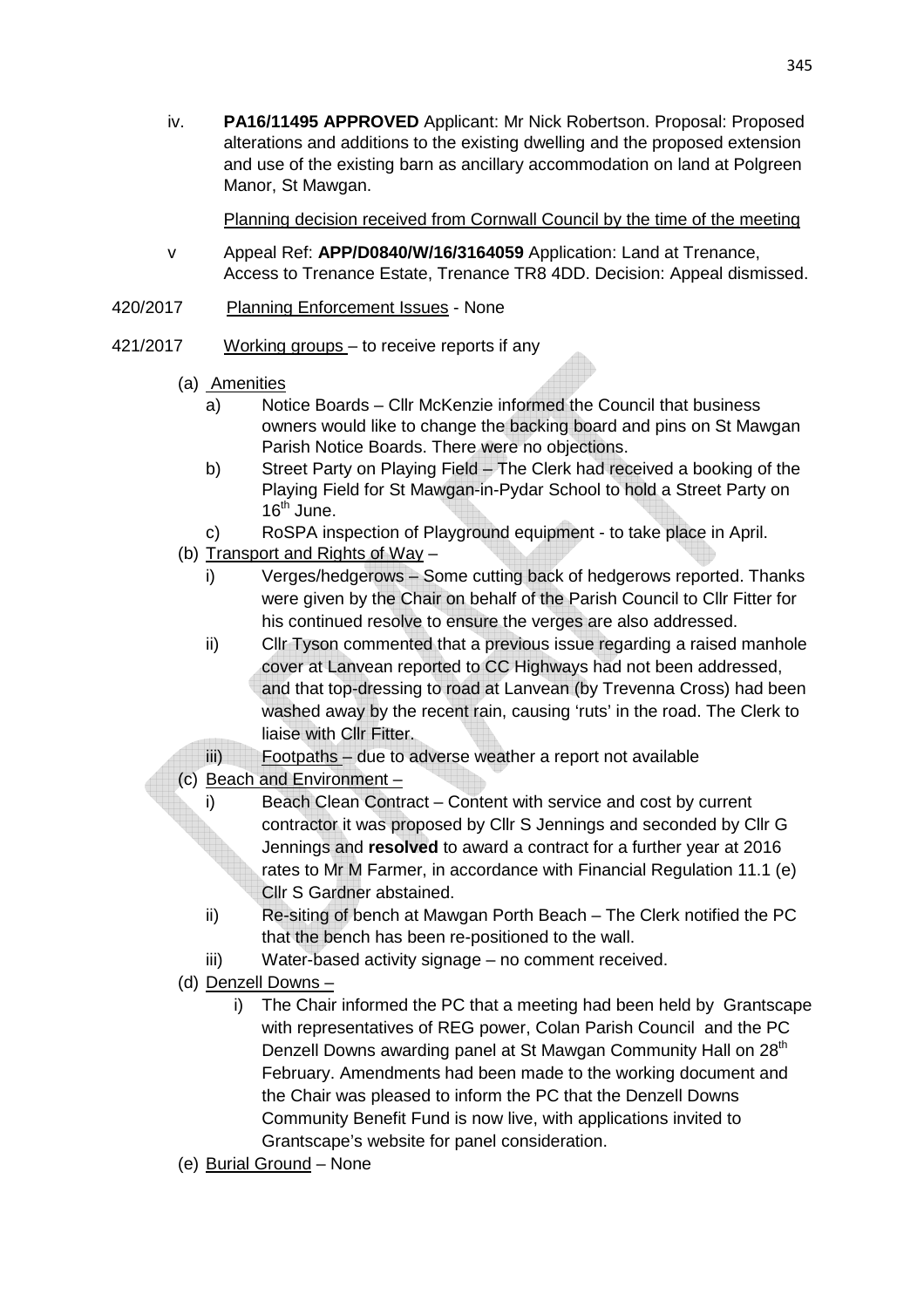iv. **PA16/11495 APPROVED** Applicant: Mr Nick Robertson. Proposal: Proposed alterations and additions to the existing dwelling and the proposed extension and use of the existing barn as ancillary accommodation on land at Polgreen Manor, St Mawgan.

<u>Planning decision received from Cornwall Council by the time of the meeting</u>

v Appeal Ref: **APP/D0840/W/16/3164059** Application: Land at Trenance, Access to Trenance Estate, Trenance TR8 4DD. Decision: Appeal dismissed.

420/2017 <u>Planning Enforcement Issues</u> - None

421/2017 <u>Working groups</u> – to receive reports if any

(a) <u>Amenities</u>

- a) Notice Boards – Cllr McKenzie informed the Council that business owners would like to change the backing board and pins on St Mawgan Parish Notice Boards. There were no objections.
- b) Street Party on Playing Field – The Clerk had received a booking of the Playing Field for St Mawgan-in-Pydar School to hold a Street Party on 16th June.
- c) RoSPA inspection of Playground equipment - to take place in April.

(b) <u>Transport and Rights of Way</u> –

- i) Verges/hedgerows – Some cutting back of hedgerows reported. Thanks were given by the Chair on behalf of the Parish Council to Cllr Fitter for his continued resolve to ensure the verges are also addressed.
- ii) Cllr Tyson commented that a previous issue regarding a raised manhole cover at Lanvean reported to CC Highways had not been addressed, and that top-dressing to road at Lanvean (by Trevenna Cross) had been washed away by the recent rain, causing 'ruts' in the road. The Clerk to liaise with Cllr Fitter.
- iii) <u>Footpaths</u> – due to adverse weather a report not available

(c) <u>Beach and Environment</u> –

- i) Beach Clean Contract – Content with service and cost by current contractor it was proposed by Cllr S Jennings and seconded by Cllr G Jennings and **resolved** to award a contract for a further year at 2016 rates to Mr M Farmer, in accordance with Financial Regulation 11.1 (e) Cllr S Gardner abstained.
- ii) Re-siting of bench at Mawgan Porth Beach – The Clerk notified the PC that the bench has been re-positioned to the wall.
- iii) Water-based activity signage – no comment received.

(d) <u>Denzell Downs</u> –

- i) The Chair informed the PC that a meeting had been held by Grantscape with representatives of REG power, Colan Parish Council and the PC Denzell Downs awarding panel at St Mawgan Community Hall on 28th February. Amendments had been made to the working document and the Chair was pleased to inform the PC that the Denzell Downs Community Benefit Fund is now live, with applications invited to Grantscape's website for panel consideration.

(e) <u>Burial Ground</u> – None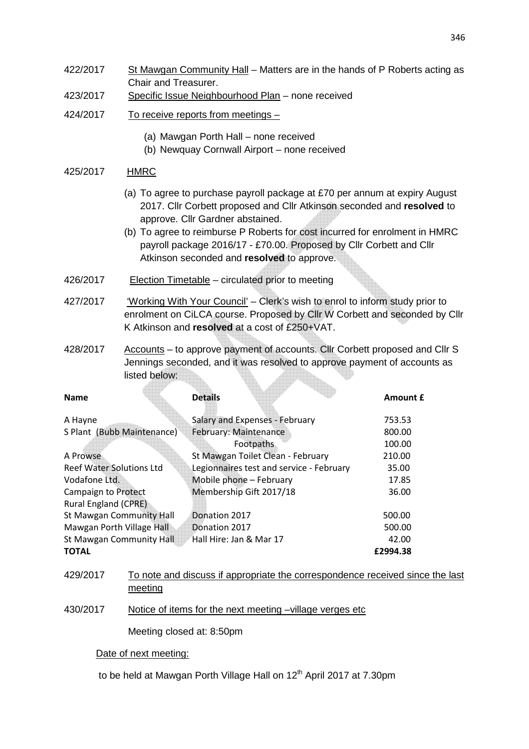422/2017 St Mawgan Community Hall – Matters are in the hands of P Roberts acting as Chair and Treasurer.

423/2017 Specific Issue Neighbourhood Plan – none received

424/2017 To receive reports from meetings –

(a) Mawgan Porth Hall – none received
(b) Newquay Cornwall Airport – none received

425/2017 HMRC

(a) To agree to purchase payroll package at £70 per annum at expiry August 2017. Cllr Corbett proposed and Cllr Atkinson seconded and **resolved** to approve. Cllr Gardner abstained.
(b) To agree to reimburse P Roberts for cost incurred for enrolment in HMRC payroll package 2016/17 - £70.00. Proposed by Cllr Corbett and Cllr Atkinson seconded and **resolved** to approve.

426/2017 Election Timetable – circulated prior to meeting

427/2017 'Working With Your Council' – Clerk's wish to enrol to inform study prior to enrolment on CiLCA course. Proposed by Cllr W Corbett and seconded by Cllr K Atkinson and **resolved** at a cost of £250+VAT.

428/2017 Accounts – to approve payment of accounts. Cllr Corbett proposed and Cllr S Jennings seconded, and it was resolved to approve payment of accounts as listed below:

| Name | Details | Amount £ |
|---|---|---|
| A Hayne | Salary and Expenses - February | 753.53 |
| S Plant (Bubb Maintenance) | February: Maintenance | 800.00 |
| | Footpaths | 100.00 |
| A Prowse | St Mawgan Toilet Clean - February | 210.00 |
| Reef Water Solutions Ltd | Legionnaires test and service - February | 35.00 |
| Vodafone Ltd. | Mobile phone – February | 17.85 |
| Campaign to Protect Rural England (CPRE) | Membership Gift 2017/18 | 36.00 |
| St Mawgan Community Hall | Donation 2017 | 500.00 |
| Mawgan Porth Village Hall | Donation 2017 | 500.00 |
| St Mawgan Community Hall | Hall Hire: Jan & Mar 17 | 42.00 |
| **TOTAL** | | **£2994.38** |

429/2017 To note and discuss if appropriate the correspondence received since the last meeting

430/2017 Notice of items for the next meeting –village verges etc

Meeting closed at: 8:50pm

Date of next meeting:

to be held at Mawgan Porth Village Hall on 12th April 2017 at 7.30pm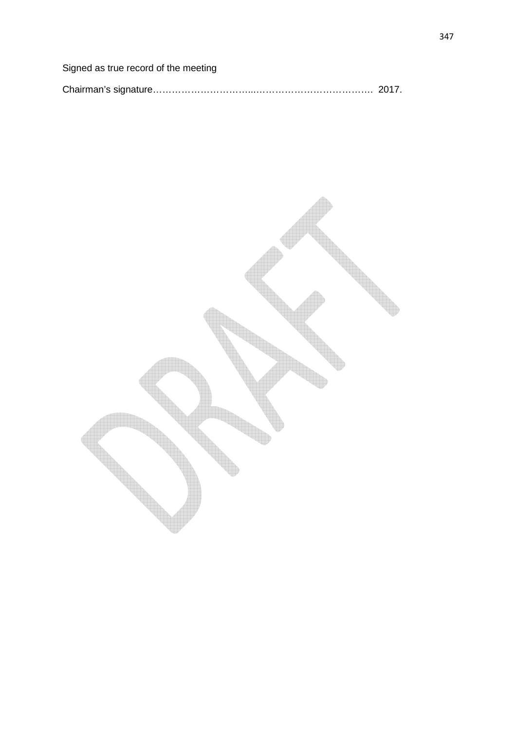Signed as true record of the meeting

Chairman's signature…………………………..………………………………… 2017.